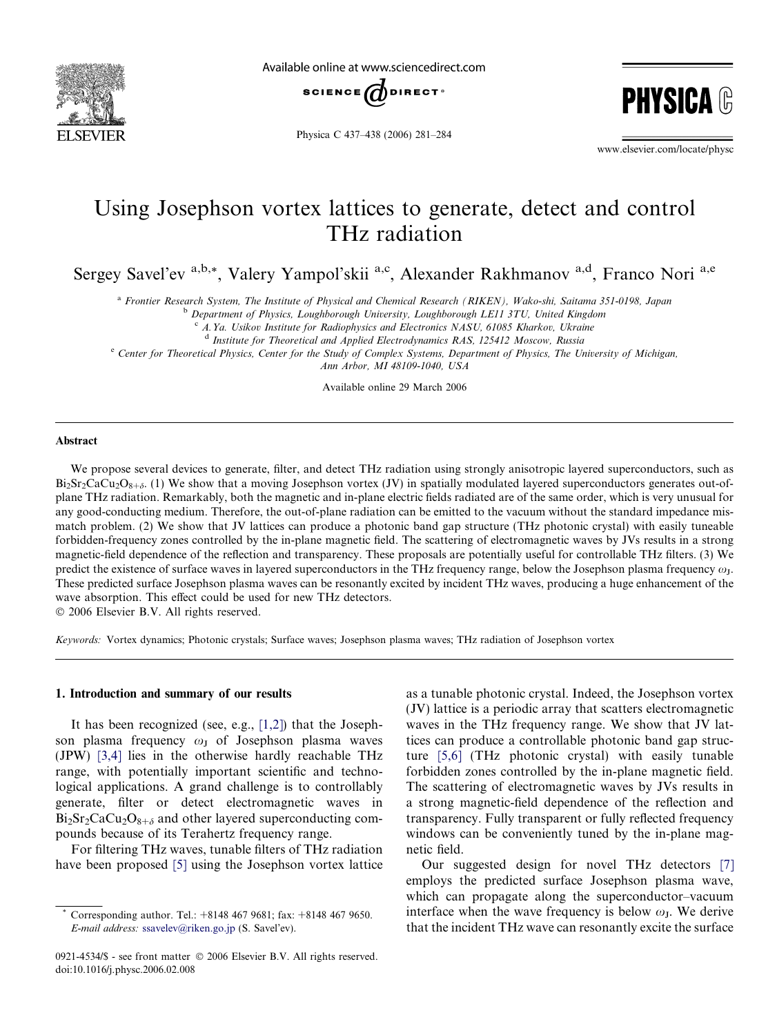# Using Josephson vortex lattices to generate, detect and control THz radiation

Sergey Savel'ev [a,b,*], Valery Yampol'skii [a,c], Alexander Rakhmanov [a,d], Franco Nori [a,e]

[a] Frontier Research System, The Institute of Physical and Chemical Research (RIKEN), Wako-shi, Saitama 351-0198, Japan
[b] Department of Physics, Loughborough University, Loughborough LE11 3TU, United Kingdom
[c] A.Ya. Usikov Institute for Radiophysics and Electronics NASU, 61085 Kharkov, Ukraine
[d] Institute for Theoretical and Applied Electrodynamics RAS, 125412 Moscow, Russia
[e] Center for Theoretical Physics, Center for the Study of Complex Systems, Department of Physics, The University of Michigan, Ann Arbor, MI 48109-1040, USA

Available online 29 March 2006

## Abstract

We propose several devices to generate, filter, and detect THz radiation using strongly anisotropic layered superconductors, such as $Bi_2Sr_2CaCu_2O_{8+\delta}$. (1) We show that a moving Josephson vortex (JV) in spatially modulated layered superconductors generates out-of-plane THz radiation. Remarkably, both the magnetic and in-plane electric fields radiated are of the same order, which is very unusual for any good-conducting medium. Therefore, the out-of-plane radiation can be emitted to the vacuum without the standard impedance mismatch problem. (2) We show that JV lattices can produce a photonic band gap structure (THz photonic crystal) with easily tuneable forbidden-frequency zones controlled by the in-plane magnetic field. The scattering of electromagnetic waves by JVs results in a strong magnetic-field dependence of the reflection and transparency. These proposals are potentially useful for controllable THz filters. (3) We predict the existence of surface waves in layered superconductors in the THz frequency range, below the Josephson plasma frequency $\omega_J$. These predicted surface Josephson plasma waves can be resonantly excited by incident THz waves, producing a huge enhancement of the wave absorption. This effect could be used for new THz detectors.
© 2006 Elsevier B.V. All rights reserved.

*Keywords:* Vortex dynamics; Photonic crystals; Surface waves; Josephson plasma waves; THz radiation of Josephson vortex

## 1. Introduction and summary of our results

It has been recognized (see, e.g., [1,2]) that the Josephson plasma frequency $\omega_J$ of Josephson plasma waves (JPW) [3,4] lies in the otherwise hardly reachable THz range, with potentially important scientific and technological applications. A grand challenge is to controllably generate, filter or detect electromagnetic waves in $Bi_2Sr_2CaCu_2O_{8+\delta}$ and other layered superconducting compounds because of its Terahertz frequency range.

For filtering THz waves, tunable filters of THz radiation have been proposed [5] using the Josephson vortex lattice as a tunable photonic crystal. Indeed, the Josephson vortex (JV) lattice is a periodic array that scatters electromagnetic waves in the THz frequency range. We show that JV lattices can produce a controllable photonic band gap structure [5,6] (THz photonic crystal) with easily tunable forbidden zones controlled by the in-plane magnetic field. The scattering of electromagnetic waves by JVs results in a strong magnetic-field dependence of the reflection and transparency. Fully transparent or fully reflected frequency windows can be conveniently tuned by the in-plane magnetic field.

Our suggested design for novel THz detectors [7] employs the predicted surface Josephson plasma wave, which can propagate along the superconductor–vacuum interface when the wave frequency is below $\omega_J$. We derive that the incident THz wave can resonantly excite the surface

* Corresponding author. Tel.: +8148 467 9681; fax: +8148 467 9650. *E-mail address:* ssavelev@riken.go.jp (S. Savel'ev).

0921-4534/$ - see front matter © 2006 Elsevier B.V. All rights reserved.
doi:10.1016/j.physc.2006.02.008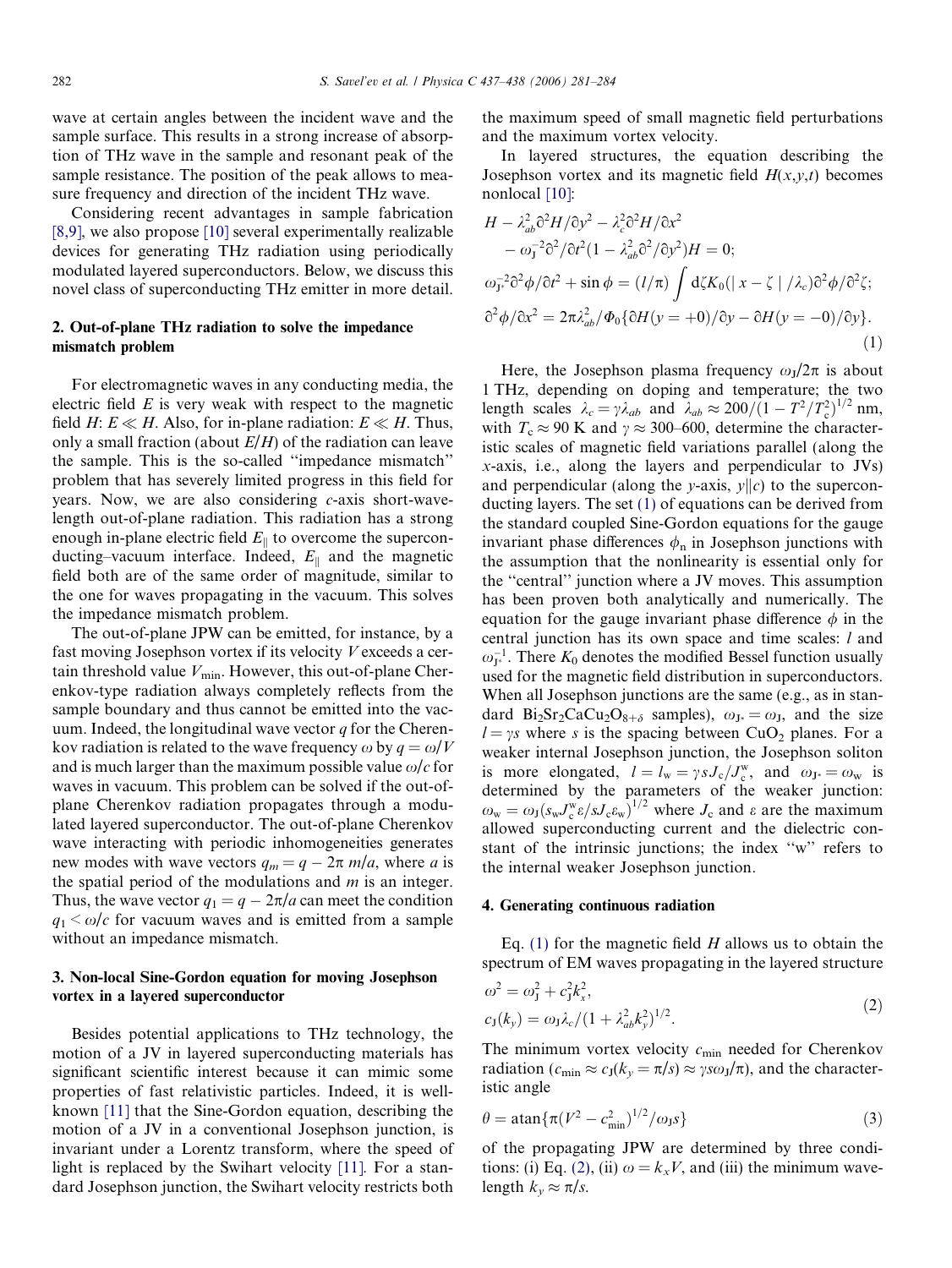wave at certain angles between the incident wave and the sample surface. This results in a strong increase of absorption of THz wave in the sample and resonant peak of the sample resistance. The position of the peak allows to measure frequency and direction of the incident THz wave.

Considering recent advantages in sample fabrication [8,9], we also propose [10] several experimentally realizable devices for generating THz radiation using periodically modulated layered superconductors. Below, we discuss this novel class of superconducting THz emitter in more detail.

## 2. Out-of-plane THz radiation to solve the impedance mismatch problem

For electromagnetic waves in any conducting media, the electric field $E$ is very weak with respect to the magnetic field $H$: $E \ll H$. Also, for in-plane radiation: $E \ll H$. Thus, only a small fraction (about $E/H$) of the radiation can leave the sample. This is the so-called "impedance mismatch" problem that has severely limited progress in this field for years. Now, we are also considering $c$-axis short-wave-length out-of-plane radiation. This radiation has a strong enough in-plane electric field $E_{\parallel}$ to overcome the superconducting–vacuum interface. Indeed, $E_{\parallel}$ and the magnetic field both are of the same order of magnitude, similar to the one for waves propagating in the vacuum. This solves the impedance mismatch problem.

The out-of-plane JPW can be emitted, for instance, by a fast moving Josephson vortex if its velocity $V$ exceeds a certain threshold value $V_{\min}$. However, this out-of-plane Cherenkov-type radiation always completely reflects from the sample boundary and thus cannot be emitted into the vacuum. Indeed, the longitudinal wave vector $q$ for the Cherenkov radiation is related to the wave frequency $\omega$ by $q = \omega/V$ and is much larger than the maximum possible value $\omega/c$ for waves in vacuum. This problem can be solved if the out-of-plane Cherenkov radiation propagates through a modulated layered superconductor. The out-of-plane Cherenkov wave interacting with periodic inhomogeneities generates new modes with wave vectors $q_m = q - 2\pi\, m/a$, where $a$ is the spatial period of the modulations and $m$ is an integer. Thus, the wave vector $q_1 = q - 2\pi/a$ can meet the condition $q_1 < \omega/c$ for vacuum waves and is emitted from a sample without an impedance mismatch.

## 3. Non-local Sine-Gordon equation for moving Josephson vortex in a layered superconductor

Besides potential applications to THz technology, the motion of a JV in layered superconducting materials has significant scientific interest because it can mimic some properties of fast relativistic particles. Indeed, it is well-known [11] that the Sine-Gordon equation, describing the motion of a JV in a conventional Josephson junction, is invariant under a Lorentz transform, where the speed of light is replaced by the Swihart velocity [11]. For a standard Josephson junction, the Swihart velocity restricts both the maximum speed of small magnetic field perturbations and the maximum vortex velocity.

In layered structures, the equation describing the Josephson vortex and its magnetic field $H(x,y,t)$ becomes nonlocal [10]:

$$
\begin{aligned}
&H - \lambda_{ab}^2 \partial^2 H/\partial y^2 - \lambda_c^2 \partial^2 H/\partial x^2 \\
&\quad - \omega_J^{-2} \partial^2/\partial t^2 (1 - \lambda_{ab}^2 \partial^2/\partial y^2) H = 0; \\
&\omega_{J^*}^{-2} \partial^2 \phi/\partial t^2 + \sin\phi = (l/\pi) \int d\zeta K_0(|x-\zeta|/\lambda_c) \partial^2\phi/\partial^2\zeta; \\
&\partial^2 \phi/\partial x^2 = 2\pi\lambda_{ab}^2/\Phi_0 \{\partial H(y=+0)/\partial y - \partial H(y=-0)/\partial y\}.
\end{aligned} \tag{1}
$$

Here, the Josephson plasma frequency $\omega_J/2\pi$ is about 1 THz, depending on doping and temperature; the two length scales $\lambda_c = \gamma\lambda_{ab}$ and $\lambda_{ab} \approx 200/(1 - T^2/T_c^2)^{1/2}$ nm, with $T_c \approx 90$ K and $\gamma \approx 300$–$600$, determine the characteristic scales of magnetic field variations parallel (along the $x$-axis, i.e., along the layers and perpendicular to JVs) and perpendicular (along the $y$-axis, $y \| c$) to the superconducting layers. The set (1) of equations can be derived from the standard coupled Sine-Gordon equations for the gauge invariant phase differences $\phi_n$ in Josephson junctions with the assumption that the nonlinearity is essential only for the "central" junction where a JV moves. This assumption has been proven both analytically and numerically. The equation for the gauge invariant phase difference $\phi$ in the central junction has its own space and time scales: $l$ and $\omega_{J^*}^{-1}$. There $K_0$ denotes the modified Bessel function usually used for the magnetic field distribution in superconductors. When all Josephson junctions are the same (e.g., as in standard $Bi_2Sr_2CaCu_2O_{8+\delta}$ samples), $\omega_{J^*} = \omega_J$, and the size $l = \gamma s$ where $s$ is the spacing between $CuO_2$ planes. For a weaker internal Josephson junction, the Josephson soliton is more elongated, $l = l_w = \gamma s J_c / J_c^w$, and $\omega_{J^*} = \omega_w$ is determined by the parameters of the weaker junction: $\omega_w = \omega_J (s_w J_c^w \varepsilon / s J_c \varepsilon_w)^{1/2}$ where $J_c$ and $\varepsilon$ are the maximum allowed superconducting current and the dielectric constant of the intrinsic junctions; the index "w" refers to the internal weaker Josephson junction.

## 4. Generating continuous radiation

Eq. (1) for the magnetic field $H$ allows us to obtain the spectrum of EM waves propagating in the layered structure

$$
\begin{aligned}
&\omega^2 = \omega_J^2 + c_J^2 k_x^2, \\
&c_J(k_y) = \omega_J \lambda_c / (1 + \lambda_{ab}^2 k_y^2)^{1/2}.
\end{aligned} \tag{2}
$$

The minimum vortex velocity $c_{\min}$ needed for Cherenkov radiation ($c_{\min} \approx c_J(k_y = \pi/s) \approx \gamma s \omega_J/\pi$), and the characteristic angle

$$
\theta = \operatorname{atan}\{\pi (V^2 - c_{\min}^2)^{1/2} / \omega_J s\} \tag{3}
$$

of the propagating JPW are determined by three conditions: (i) Eq. (2), (ii) $\omega = k_x V$, and (iii) the minimum wavelength $k_y \approx \pi/s$.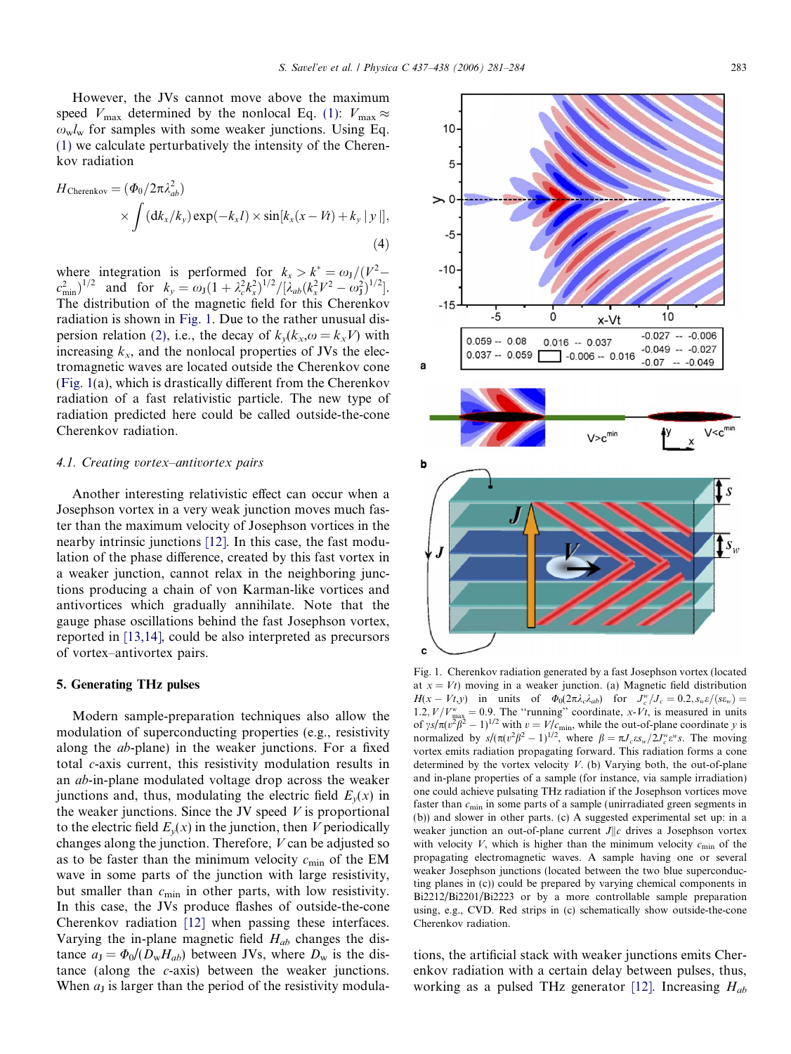However, the JVs cannot move above the maximum speed $V_{max}$ determined by the nonlocal Eq. (1): $V_{max} \approx \omega_w l_w$ for samples with some weaker junctions. Using Eq. (1) we calculate perturbatively the intensity of the Cherenkov radiation

$$H_{\text{Cherenkov}} = (\Phi_0/2\pi\lambda_{ab}^2) \times \int (\mathrm{d}k_x/k_y)\exp(-k_x l) \times \sin[k_x(x - Vt) + k_y\,|\,y\,|], \tag{4}$$

where integration is performed for $k_x > k^* = \omega_J/(V^2 - c_{\min}^2)^{1/2}$ and for $k_y = \omega_J(1 + \lambda_c^2 k_x^2)^{1/2}/[\lambda_{ab}(k_x^2 V^2 - \omega_J^2)^{1/2}]$. The distribution of the magnetic field for this Cherenkov radiation is shown in Fig. 1. Due to the rather unusual dispersion relation (2), i.e., the decay of $k_y(k_x, \omega = k_x V)$ with increasing $k_x$, and the nonlocal properties of JVs the electromagnetic waves are located outside the Cherenkov cone (Fig. 1(a), which is drastically different from the Cherenkov radiation of a fast relativistic particle. The new type of radiation predicted here could be called outside-the-cone Cherenkov radiation.

### 4.1. Creating vortex–antivortex pairs

Another interesting relativistic effect can occur when a Josephson vortex in a very weak junction moves much faster than the maximum velocity of Josephson vortices in the nearby intrinsic junctions [12]. In this case, the fast modulation of the phase difference, created by this fast vortex in a weaker junction, cannot relax in the neighboring junctions producing a chain of von Karman-like vortices and antivortices which gradually annihilate. Note that the gauge phase oscillations behind the fast Josephson vortex, reported in [13,14], could be also interpreted as precursors of vortex–antivortex pairs.

## 5. Generating THz pulses

Modern sample-preparation techniques also allow the modulation of superconducting properties (e.g., resistivity along the *ab*-plane) in the weaker junctions. For a fixed total *c*-axis current, this resistivity modulation results in an *ab*-in-plane modulated voltage drop across the weaker junctions and, thus, modulating the electric field $E_y(x)$ in the weaker junctions. Since the JV speed $V$ is proportional to the electric field $E_y(x)$ in the junction, then $V$ periodically changes along the junction. Therefore, $V$ can be adjusted so as to be faster than the minimum velocity $c_{\min}$ of the EM wave in some parts of the junction with large resistivity, but smaller than $c_{\min}$ in other parts, with low resistivity. In this case, the JVs produce flashes of outside-the-cone Cherenkov radiation [12] when passing these interfaces. Varying the in-plane magnetic field $H_{ab}$ changes the distance $a_J = \Phi_0/(D_w H_{ab})$ between JVs, where $D_w$ is the distance (along the *c*-axis) between the weaker junctions. When $a_J$ is larger than the period of the resistivity modulations, the artificial stack with weaker junctions emits Cherenkov radiation with a certain delay between pulses, thus, working as a pulsed THz generator [12]. Increasing $H_{ab}$

Fig. 1. Cherenkov radiation generated by a fast Josephson vortex (located at $x = Vt$) moving in a weaker junction. (a) Magnetic field distribution $H(x - Vt, y)$ in units of $\Phi_0(2\pi\lambda_c\lambda_{ab})$ for $J_c^w/J_c = 0.2$, $s_w\varepsilon/(s\varepsilon_w) = 1.2$, $V/V_{\max}^w = 0.9$. The "running" coordinate, $x$-$Vt$, is measured in units of $\gamma s/\pi(v^2\beta^2 - 1)^{1/2}$ with $v = V/c_{\min}$, while the out-of-plane coordinate $y$ is normalized by $s/(\pi(v^2\beta^2 - 1)^{1/2}$, where $\beta = \pi J_c \varepsilon s_w/2J_c^w\varepsilon^w s$. The moving vortex emits radiation propagating forward. This radiation forms a cone determined by the vortex velocity $V$. (b) Varying both, the out-of-plane and in-plane properties of a sample (for instance, via sample irradiation) one could achieve pulsating THz radiation if the Josephson vortices move faster than $c_{\min}$ in some parts of a sample (unirradiated green segments in (b)) and slower in other parts. (c) A suggested experimental set up: in a weaker junction an out-of-plane current $J \| c$ drives a Josephson vortex with velocity $V$, which is higher than the minimum velocity $c_{\min}$ of the propagating electromagnetic waves. A sample having one or several weaker Josephson junctions (located between the two blue superconducting planes in (c)) could be prepared by varying chemical components in Bi2212/Bi2201/Bi2223 or by a more controllable sample preparation using, e.g., CVD. Red strips in (c) schematically show outside-the-cone Cherenkov radiation.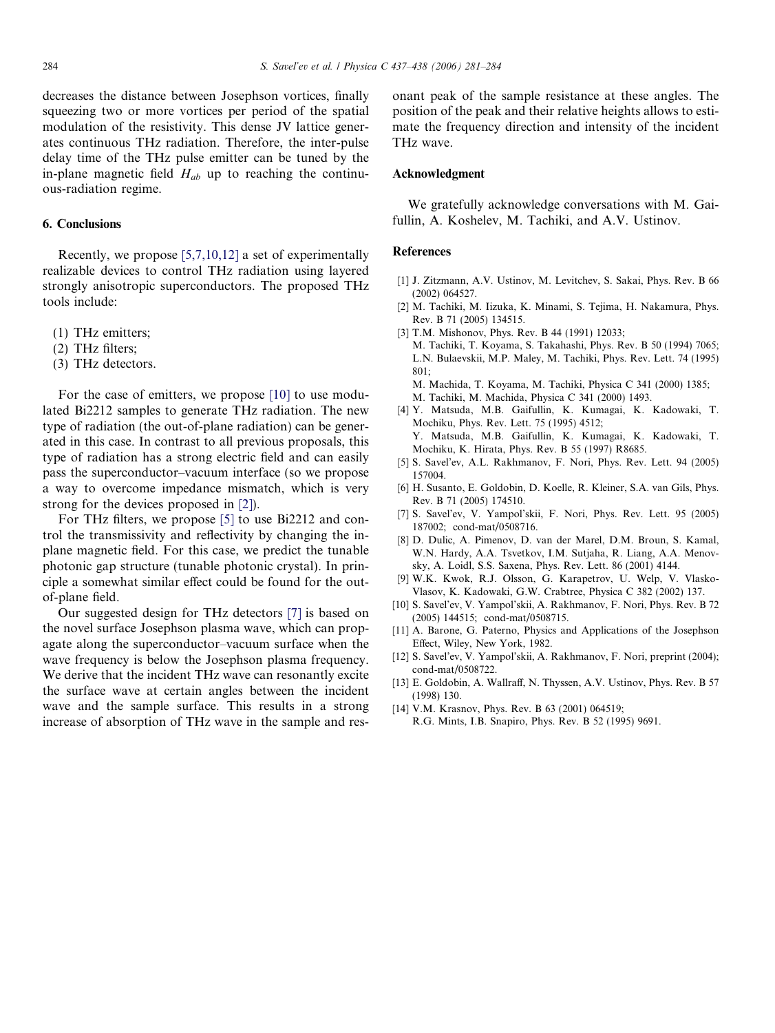decreases the distance between Josephson vortices, finally squeezing two or more vortices per period of the spatial modulation of the resistivity. This dense JV lattice generates continuous THz radiation. Therefore, the inter-pulse delay time of the THz pulse emitter can be tuned by the in-plane magnetic field $H_{ab}$ up to reaching the continuous-radiation regime.

## 6. Conclusions

Recently, we propose [5,7,10,12] a set of experimentally realizable devices to control THz radiation using layered strongly anisotropic superconductors. The proposed THz tools include:

(1) THz emitters;
(2) THz filters;
(3) THz detectors.

For the case of emitters, we propose [10] to use modulated Bi2212 samples to generate THz radiation. The new type of radiation (the out-of-plane radiation) can be generated in this case. In contrast to all previous proposals, this type of radiation has a strong electric field and can easily pass the superconductor–vacuum interface (so we propose a way to overcome impedance mismatch, which is very strong for the devices proposed in [2]).

For THz filters, we propose [5] to use Bi2212 and control the transmissivity and reflectivity by changing the in-plane magnetic field. For this case, we predict the tunable photonic gap structure (tunable photonic crystal). In principle a somewhat similar effect could be found for the out-of-plane field.

Our suggested design for THz detectors [7] is based on the novel surface Josephson plasma wave, which can propagate along the superconductor–vacuum surface when the wave frequency is below the Josephson plasma frequency. We derive that the incident THz wave can resonantly excite the surface wave at certain angles between the incident wave and the sample surface. This results in a strong increase of absorption of THz wave in the sample and resonant peak of the sample resistance at these angles. The position of the peak and their relative heights allows to estimate the frequency direction and intensity of the incident THz wave.

## Acknowledgment

We gratefully acknowledge conversations with M. Gaifullin, A. Koshelev, M. Tachiki, and A.V. Ustinov.

## References

[1] J. Zitzmann, A.V. Ustinov, M. Levitchev, S. Sakai, Phys. Rev. B 66 (2002) 064527.

[2] M. Tachiki, M. Iizuka, K. Minami, S. Tejima, H. Nakamura, Phys. Rev. B 71 (2005) 134515.

[3] T.M. Mishonov, Phys. Rev. B 44 (1991) 12033;
M. Tachiki, T. Koyama, S. Takahashi, Phys. Rev. B 50 (1994) 7065;
L.N. Bulaevskii, M.P. Maley, M. Tachiki, Phys. Rev. Lett. 74 (1995) 801;
M. Machida, T. Koyama, M. Tachiki, Physica C 341 (2000) 1385;
M. Tachiki, M. Machida, Physica C 341 (2000) 1493.

[4] Y. Matsuda, M.B. Gaifullin, K. Kumagai, K. Kadowaki, T. Mochiku, Phys. Rev. Lett. 75 (1995) 4512;
Y. Matsuda, M.B. Gaifullin, K. Kumagai, K. Kadowaki, T. Mochiku, K. Hirata, Phys. Rev. B 55 (1997) R8685.

[5] S. Savel'ev, A.L. Rakhmanov, F. Nori, Phys. Rev. Lett. 94 (2005) 157004.

[6] H. Susanto, E. Goldobin, D. Koelle, R. Kleiner, S.A. van Gils, Phys. Rev. B 71 (2005) 174510.

[7] S. Savel'ev, V. Yampol'skii, F. Nori, Phys. Rev. Lett. 95 (2005) 187002; cond-mat/0508716.

[8] D. Dulic, A. Pimenov, D. van der Marel, D.M. Broun, S. Kamal, W.N. Hardy, A.A. Tsvetkov, I.M. Sutjaha, R. Liang, A.A. Menovsky, A. Loidl, S.S. Saxena, Phys. Rev. Lett. 86 (2001) 4144.

[9] W.K. Kwok, R.J. Olsson, G. Karapetrov, U. Welp, V. Vlasko-Vlasov, K. Kadowaki, G.W. Crabtree, Physica C 382 (2002) 137.

[10] S. Savel'ev, V. Yampol'skii, A. Rakhmanov, F. Nori, Phys. Rev. B 72 (2005) 144515; cond-mat/0508715.

[11] A. Barone, G. Paterno, Physics and Applications of the Josephson Effect, Wiley, New York, 1982.

[12] S. Savel'ev, V. Yampol'skii, A. Rakhmanov, F. Nori, preprint (2004); cond-mat/0508722.

[13] E. Goldobin, A. Wallraff, N. Thyssen, A.V. Ustinov, Phys. Rev. B 57 (1998) 130.

[14] V.M. Krasnov, Phys. Rev. B 63 (2001) 064519;
R.G. Mints, I.B. Snapiro, Phys. Rev. B 52 (1995) 9691.